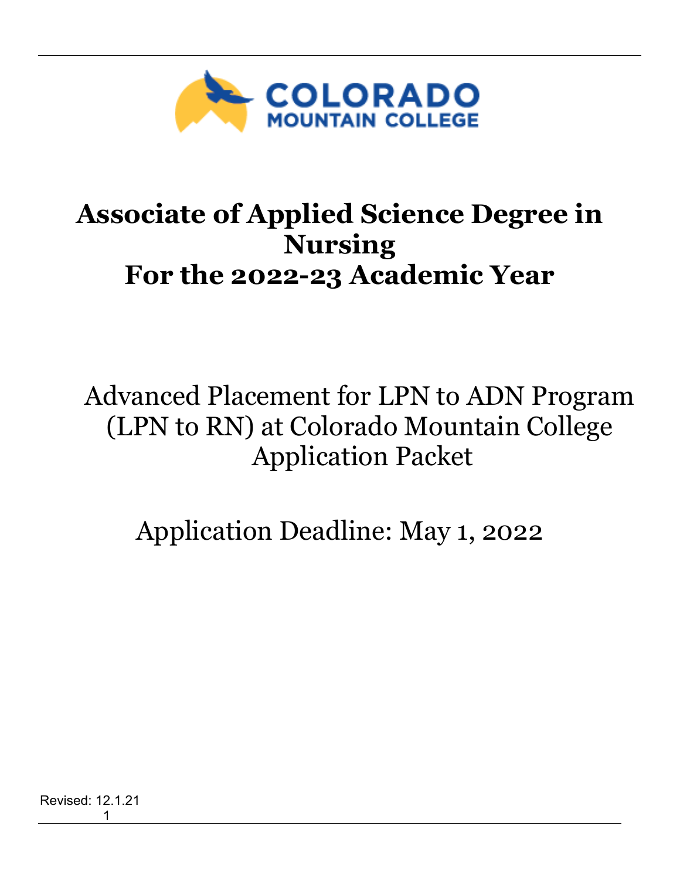# Associate of Applied Science Degree in Nursing
# For the 2022-23 Academic Year

Advanced Placement for LPN to ADN Program (LPN to RN) at Colorado Mountain College Application Packet

Application Deadline: May 1, 2022

Revised: 12.1.21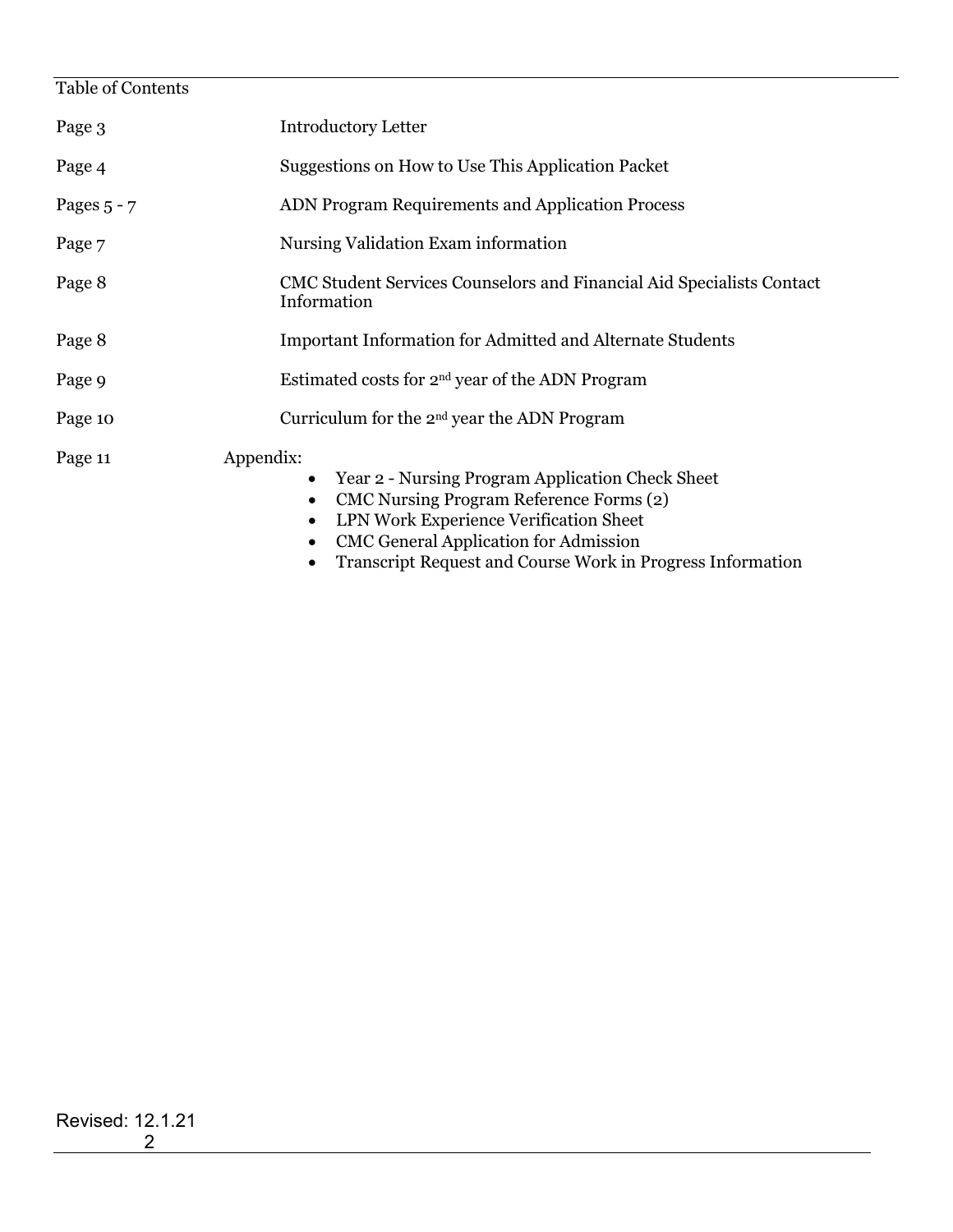## Table of Contents

| | |
|---|---|
| Page 3 | Introductory Letter |
| Page 4 | Suggestions on How to Use This Application Packet |
| Pages 5 - 7 | ADN Program Requirements and Application Process |
| Page 7 | Nursing Validation Exam information |
| Page 8 | CMC Student Services Counselors and Financial Aid Specialists Contact Information |
| Page 8 | Important Information for Admitted and Alternate Students |
| Page 9 | Estimated costs for 2nd year of the ADN Program |
| Page 10 | Curriculum for the 2nd year the ADN Program |
| Page 11 | Appendix: |

- Year 2 - Nursing Program Application Check Sheet
- CMC Nursing Program Reference Forms (2)
- LPN Work Experience Verification Sheet
- CMC General Application for Admission
- Transcript Request and Course Work in Progress Information

Revised: 12.1.21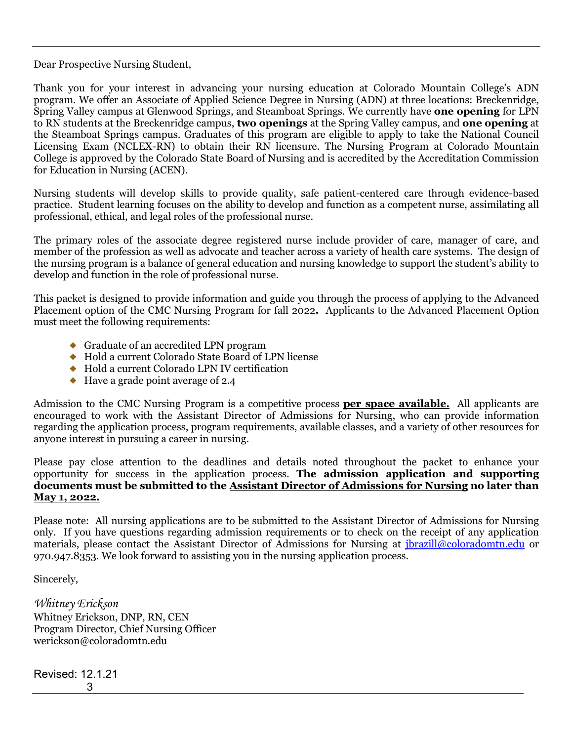Dear Prospective Nursing Student,

Thank you for your interest in advancing your nursing education at Colorado Mountain College's ADN program. We offer an Associate of Applied Science Degree in Nursing (ADN) at three locations: Breckenridge, Spring Valley campus at Glenwood Springs, and Steamboat Springs. We currently have **one opening** for LPN to RN students at the Breckenridge campus, **two openings** at the Spring Valley campus, and **one opening** at the Steamboat Springs campus. Graduates of this program are eligible to apply to take the National Council Licensing Exam (NCLEX-RN) to obtain their RN licensure. The Nursing Program at Colorado Mountain College is approved by the Colorado State Board of Nursing and is accredited by the Accreditation Commission for Education in Nursing (ACEN).

Nursing students will develop skills to provide quality, safe patient-centered care through evidence-based practice. Student learning focuses on the ability to develop and function as a competent nurse, assimilating all professional, ethical, and legal roles of the professional nurse.

The primary roles of the associate degree registered nurse include provider of care, manager of care, and member of the profession as well as advocate and teacher across a variety of health care systems. The design of the nursing program is a balance of general education and nursing knowledge to support the student's ability to develop and function in the role of professional nurse.

This packet is designed to provide information and guide you through the process of applying to the Advanced Placement option of the CMC Nursing Program for fall 2022**.** Applicants to the Advanced Placement Option must meet the following requirements:

- Graduate of an accredited LPN program
- Hold a current Colorado State Board of LPN license
- Hold a current Colorado LPN IV certification
- Have a grade point average of 2.4

Admission to the CMC Nursing Program is a competitive process **<u>per space available.</u>** All applicants are encouraged to work with the Assistant Director of Admissions for Nursing, who can provide information regarding the application process, program requirements, available classes, and a variety of other resources for anyone interest in pursuing a career in nursing.

Please pay close attention to the deadlines and details noted throughout the packet to enhance your opportunity for success in the application process. **The admission application and supporting documents must be submitted to the <u>Assistant Director of Admissions for Nursing</u> no later than <u>May 1, 2022.</u>**

Please note: All nursing applications are to be submitted to the Assistant Director of Admissions for Nursing only. If you have questions regarding admission requirements or to check on the receipt of any application materials, please contact the Assistant Director of Admissions for Nursing at jbrazill@coloradomtn.edu or 970.947.8353. We look forward to assisting you in the nursing application process.

Sincerely,

*Whitney Erickson*
Whitney Erickson, DNP, RN, CEN
Program Director, Chief Nursing Officer
werickson@coloradomtn.edu

Revised: 12.1.21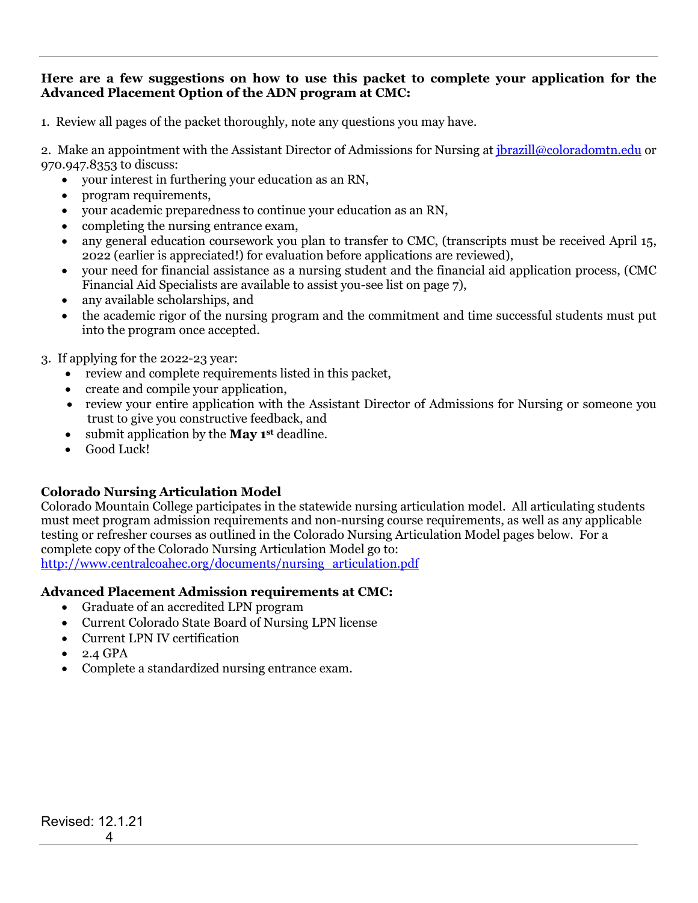**Here are a few suggestions on how to use this packet to complete your application for the Advanced Placement Option of the ADN program at CMC:**

1. Review all pages of the packet thoroughly, note any questions you may have.

2. Make an appointment with the Assistant Director of Admissions for Nursing at jbrazill@coloradomtn.edu or 970.947.8353 to discuss:
    - your interest in furthering your education as an RN,
    - program requirements,
    - your academic preparedness to continue your education as an RN,
    - completing the nursing entrance exam,
    - any general education coursework you plan to transfer to CMC, (transcripts must be received April 15, 2022 (earlier is appreciated!) for evaluation before applications are reviewed),
    - your need for financial assistance as a nursing student and the financial aid application process, (CMC Financial Aid Specialists are available to assist you-see list on page 7),
    - any available scholarships, and
    - the academic rigor of the nursing program and the commitment and time successful students must put into the program once accepted.

3. If applying for the 2022-23 year:
    - review and complete requirements listed in this packet,
    - create and compile your application,
    - review your entire application with the Assistant Director of Admissions for Nursing or someone you trust to give you constructive feedback, and
    - submit application by the **May 1st** deadline.
    - Good Luck!

**Colorado Nursing Articulation Model**

Colorado Mountain College participates in the statewide nursing articulation model. All articulating students must meet program admission requirements and non-nursing course requirements, as well as any applicable testing or refresher courses as outlined in the Colorado Nursing Articulation Model pages below. For a complete copy of the Colorado Nursing Articulation Model go to:
http://www.centralcoahec.org/documents/nursing_articulation.pdf

**Advanced Placement Admission requirements at CMC:**

- Graduate of an accredited LPN program
- Current Colorado State Board of Nursing LPN license
- Current LPN IV certification
- 2.4 GPA
- Complete a standardized nursing entrance exam.

Revised: 12.1.21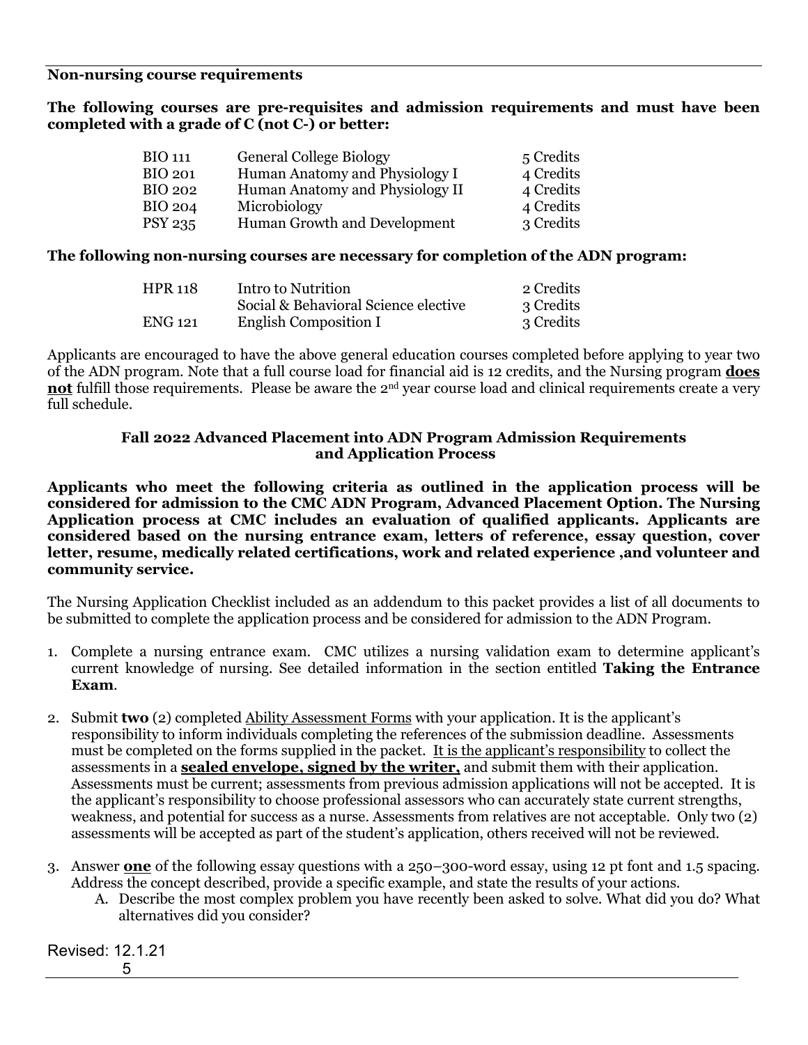**Non-nursing course requirements**

**The following courses are pre-requisites and admission requirements and must have been completed with a grade of C (not C-) or better:**

| | | |
|---|---|---|
| BIO 111 | General College Biology | 5 Credits |
| BIO 201 | Human Anatomy and Physiology I | 4 Credits |
| BIO 202 | Human Anatomy and Physiology II | 4 Credits |
| BIO 204 | Microbiology | 4 Credits |
| PSY 235 | Human Growth and Development | 3 Credits |

**The following non-nursing courses are necessary for completion of the ADN program:**

| | | |
|---|---|---|
| HPR 118 | Intro to Nutrition | 2 Credits |
| | Social & Behavioral Science elective | 3 Credits |
| ENG 121 | English Composition I | 3 Credits |

Applicants are encouraged to have the above general education courses completed before applying to year two of the ADN program. Note that a full course load for financial aid is 12 credits, and the Nursing program **does not** fulfill those requirements. Please be aware the 2nd year course load and clinical requirements create a very full schedule.

## Fall 2022 Advanced Placement into ADN Program Admission Requirements and Application Process

**Applicants who meet the following criteria as outlined in the application process will be considered for admission to the CMC ADN Program, Advanced Placement Option. The Nursing Application process at CMC includes an evaluation of qualified applicants. Applicants are considered based on the nursing entrance exam, letters of reference, essay question, cover letter, resume, medically related certifications, work and related experience ,and volunteer and community service.**

The Nursing Application Checklist included as an addendum to this packet provides a list of all documents to be submitted to complete the application process and be considered for admission to the ADN Program.

1. Complete a nursing entrance exam. CMC utilizes a nursing validation exam to determine applicant's current knowledge of nursing. See detailed information in the section entitled **Taking the Entrance Exam**.
2. Submit **two** (2) completed Ability Assessment Forms with your application. It is the applicant's responsibility to inform individuals completing the references of the submission deadline. Assessments must be completed on the forms supplied in the packet. It is the applicant's responsibility to collect the assessments in a **sealed envelope, signed by the writer,** and submit them with their application. Assessments must be current; assessments from previous admission applications will not be accepted. It is the applicant's responsibility to choose professional assessors who can accurately state current strengths, weakness, and potential for success as a nurse. Assessments from relatives are not acceptable. Only two (2) assessments will be accepted as part of the student's application, others received will not be reviewed.
3. Answer **one** of the following essay questions with a 250–300-word essay, using 12 pt font and 1.5 spacing. Address the concept described, provide a specific example, and state the results of your actions.
   A. Describe the most complex problem you have recently been asked to solve. What did you do? What alternatives did you consider?

Revised: 12.1.21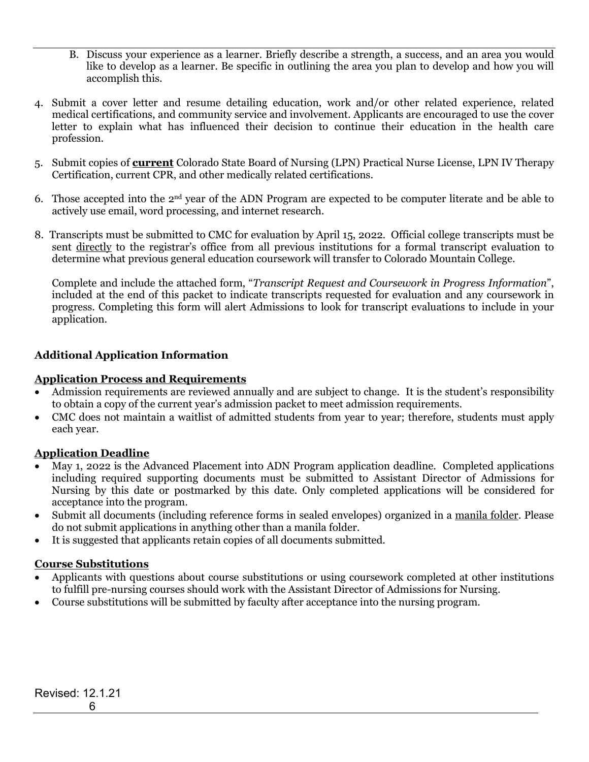B. Discuss your experience as a learner. Briefly describe a strength, a success, and an area you would like to develop as a learner. Be specific in outlining the area you plan to develop and how you will accomplish this.

4. Submit a cover letter and resume detailing education, work and/or other related experience, related medical certifications, and community service and involvement. Applicants are encouraged to use the cover letter to explain what has influenced their decision to continue their education in the health care profession.

5. Submit copies of **current** Colorado State Board of Nursing (LPN) Practical Nurse License, LPN IV Therapy Certification, current CPR, and other medically related certifications.

6. Those accepted into the 2nd year of the ADN Program are expected to be computer literate and be able to actively use email, word processing, and internet research.

8. Transcripts must be submitted to CMC for evaluation by April 15, 2022. Official college transcripts must be sent directly to the registrar's office from all previous institutions for a formal transcript evaluation to determine what previous general education coursework will transfer to Colorado Mountain College.

   Complete and include the attached form, "*Transcript Request and Coursework in Progress Information*", included at the end of this packet to indicate transcripts requested for evaluation and any coursework in progress. Completing this form will alert Admissions to look for transcript evaluations to include in your application.

**Additional Application Information**

**Application Process and Requirements**

- Admission requirements are reviewed annually and are subject to change. It is the student's responsibility to obtain a copy of the current year's admission packet to meet admission requirements.
- CMC does not maintain a waitlist of admitted students from year to year; therefore, students must apply each year.

**Application Deadline**

- May 1, 2022 is the Advanced Placement into ADN Program application deadline. Completed applications including required supporting documents must be submitted to Assistant Director of Admissions for Nursing by this date or postmarked by this date. Only completed applications will be considered for acceptance into the program.
- Submit all documents (including reference forms in sealed envelopes) organized in a manila folder. Please do not submit applications in anything other than a manila folder.
- It is suggested that applicants retain copies of all documents submitted.

**Course Substitutions**

- Applicants with questions about course substitutions or using coursework completed at other institutions to fulfill pre-nursing courses should work with the Assistant Director of Admissions for Nursing.
- Course substitutions will be submitted by faculty after acceptance into the nursing program.

Revised: 12.1.21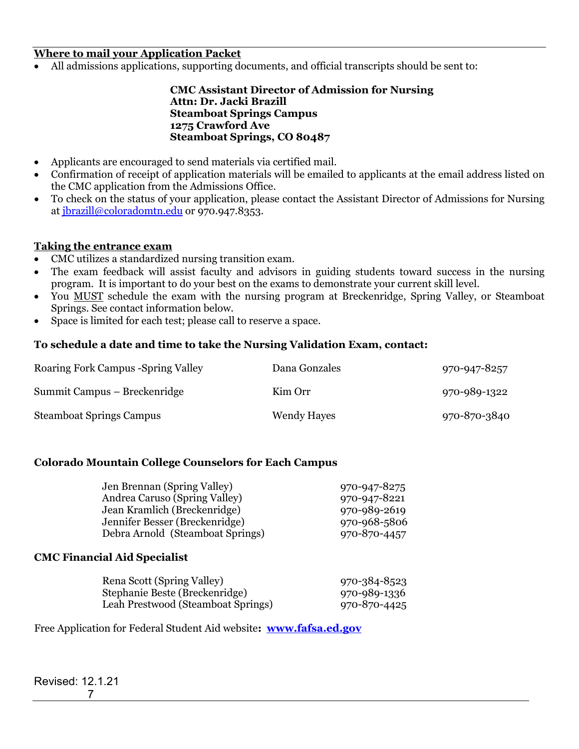## Where to mail your Application Packet

- All admissions applications, supporting documents, and official transcripts should be sent to:

> **CMC Assistant Director of Admission for Nursing**
> **Attn: Dr. Jacki Brazill**
> **Steamboat Springs Campus**
> **1275 Crawford Ave**
> **Steamboat Springs, CO 80487**

- Applicants are encouraged to send materials via certified mail.
- Confirmation of receipt of application materials will be emailed to applicants at the email address listed on the CMC application from the Admissions Office.
- To check on the status of your application, please contact the Assistant Director of Admissions for Nursing at jbrazill@coloradomtn.edu or 970.947.8353.

## Taking the entrance exam

- CMC utilizes a standardized nursing transition exam.
- The exam feedback will assist faculty and advisors in guiding students toward success in the nursing program. It is important to do your best on the exams to demonstrate your current skill level.
- You MUST schedule the exam with the nursing program at Breckenridge, Spring Valley, or Steamboat Springs. See contact information below.
- Space is limited for each test; please call to reserve a space.

### To schedule a date and time to take the Nursing Validation Exam, contact:

| Campus | Contact | Phone |
|---|---|---|
| Roaring Fork Campus -Spring Valley | Dana Gonzales | 970-947-8257 |
| Summit Campus – Breckenridge | Kim Orr | 970-989-1322 |
| Steamboat Springs Campus | Wendy Hayes | 970-870-3840 |

### Colorado Mountain College Counselors for Each Campus

| Counselor | Phone |
|---|---|
| Jen Brennan (Spring Valley) | 970-947-8275 |
| Andrea Caruso (Spring Valley) | 970-947-8221 |
| Jean Kramlich (Breckenridge) | 970-989-2619 |
| Jennifer Besser (Breckenridge) | 970-968-5806 |
| Debra Arnold (Steamboat Springs) | 970-870-4457 |

### CMC Financial Aid Specialist

| Specialist | Phone |
|---|---|
| Rena Scott (Spring Valley) | 970-384-8523 |
| Stephanie Beste (Breckenridge) | 970-989-1336 |
| Leah Prestwood (Steamboat Springs) | 970-870-4425 |

Free Application for Federal Student Aid website**:** **www.fafsa.ed.gov**

Revised: 12.1.21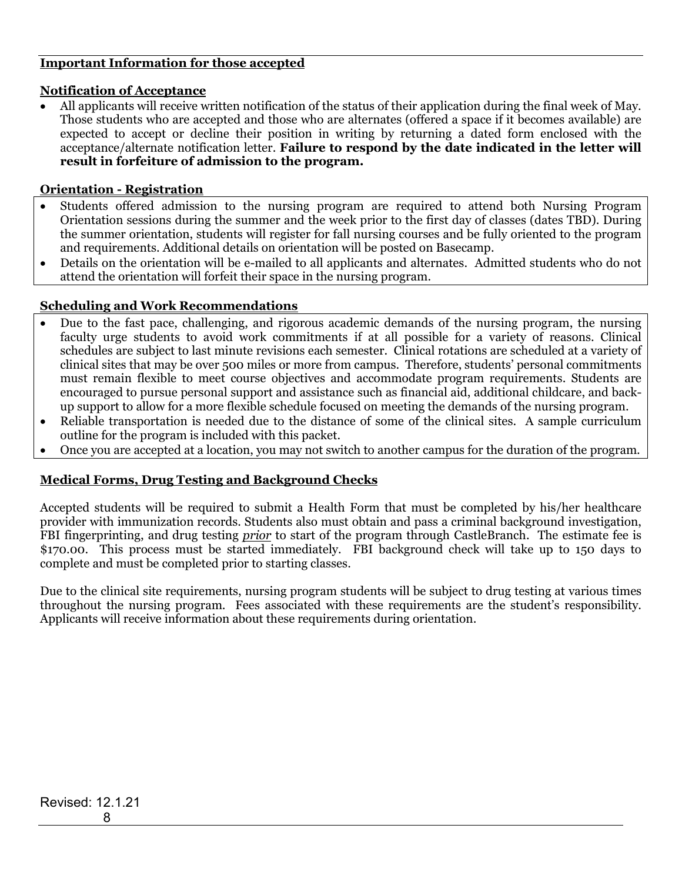## Important Information for those accepted

### Notification of Acceptance

- All applicants will receive written notification of the status of their application during the final week of May. Those students who are accepted and those who are alternates (offered a space if it becomes available) are expected to accept or decline their position in writing by returning a dated form enclosed with the acceptance/alternate notification letter. **Failure to respond by the date indicated in the letter will result in forfeiture of admission to the program.**

### Orientation - Registration

- Students offered admission to the nursing program are required to attend both Nursing Program Orientation sessions during the summer and the week prior to the first day of classes (dates TBD). During the summer orientation, students will register for fall nursing courses and be fully oriented to the program and requirements. Additional details on orientation will be posted on Basecamp.
- Details on the orientation will be e-mailed to all applicants and alternates. Admitted students who do not attend the orientation will forfeit their space in the nursing program.

### Scheduling and Work Recommendations

- Due to the fast pace, challenging, and rigorous academic demands of the nursing program, the nursing faculty urge students to avoid work commitments if at all possible for a variety of reasons. Clinical schedules are subject to last minute revisions each semester. Clinical rotations are scheduled at a variety of clinical sites that may be over 500 miles or more from campus. Therefore, students' personal commitments must remain flexible to meet course objectives and accommodate program requirements. Students are encouraged to pursue personal support and assistance such as financial aid, additional childcare, and back-up support to allow for a more flexible schedule focused on meeting the demands of the nursing program.
- Reliable transportation is needed due to the distance of some of the clinical sites. A sample curriculum outline for the program is included with this packet.
- Once you are accepted at a location, you may not switch to another campus for the duration of the program.

### Medical Forms, Drug Testing and Background Checks

Accepted students will be required to submit a Health Form that must be completed by his/her healthcare provider with immunization records. Students also must obtain and pass a criminal background investigation, FBI fingerprinting, and drug testing ***prior*** to start of the program through CastleBranch. The estimate fee is $170.00. This process must be started immediately. FBI background check will take up to 150 days to complete and must be completed prior to starting classes.

Due to the clinical site requirements, nursing program students will be subject to drug testing at various times throughout the nursing program. Fees associated with these requirements are the student's responsibility. Applicants will receive information about these requirements during orientation.

Revised: 12.1.21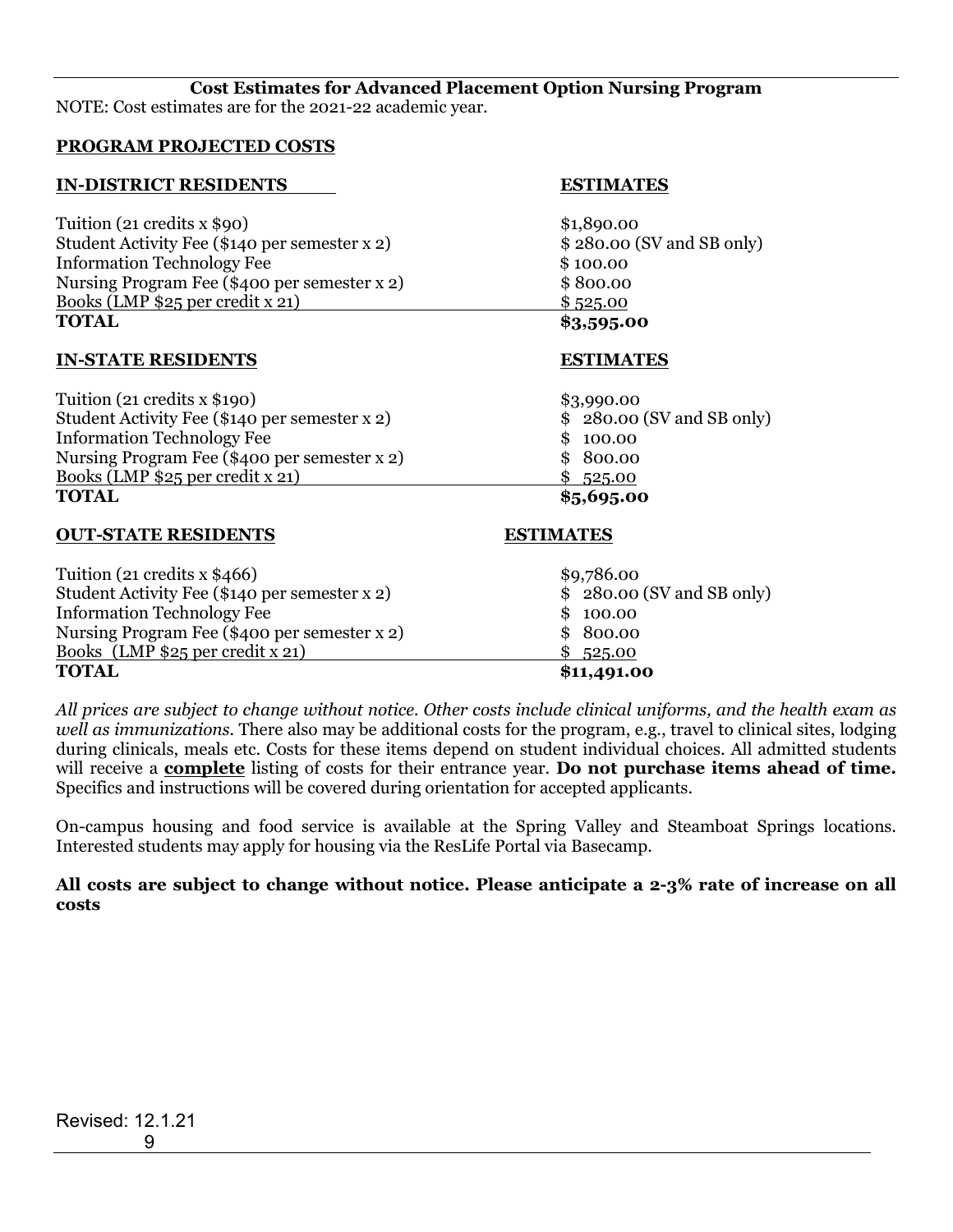## Cost Estimates for Advanced Placement Option Nursing Program

NOTE: Cost estimates are for the 2021-22 academic year.

### PROGRAM PROJECTED COSTS

| IN-DISTRICT RESIDENTS | ESTIMATES |
|---|---|
| Tuition (21 credits x $90) | $1,890.00 |
| Student Activity Fee ($140 per semester x 2) | $ 280.00 (SV and SB only) |
| Information Technology Fee | $ 100.00 |
| Nursing Program Fee ($400 per semester x 2) | $ 800.00 |
| Books (LMP $25 per credit x 21) | $ 525.00 |
| **TOTAL** | **$3,595.00** |

| IN-STATE RESIDENTS | ESTIMATES |
|---|---|
| Tuition (21 credits x $190) | $3,990.00 |
| Student Activity Fee ($140 per semester x 2) | $ 280.00 (SV and SB only) |
| Information Technology Fee | $ 100.00 |
| Nursing Program Fee ($400 per semester x 2) | $ 800.00 |
| Books (LMP $25 per credit x 21) | $ 525.00 |
| **TOTAL** | **$5,695.00** |

| OUT-STATE RESIDENTS | ESTIMATES |
|---|---|
| Tuition (21 credits x $466) | $9,786.00 |
| Student Activity Fee ($140 per semester x 2) | $ 280.00 (SV and SB only) |
| Information Technology Fee | $ 100.00 |
| Nursing Program Fee ($400 per semester x 2) | $ 800.00 |
| Books (LMP $25 per credit x 21) | $ 525.00 |
| **TOTAL** | **$11,491.00** |

*All prices are subject to change without notice. Other costs include clinical uniforms, and the health exam as well as immunizations.* There also may be additional costs for the program, e.g., travel to clinical sites, lodging during clinicals, meals etc. Costs for these items depend on student individual choices. All admitted students will receive a **complete** listing of costs for their entrance year. **Do not purchase items ahead of time.** Specifics and instructions will be covered during orientation for accepted applicants.

On-campus housing and food service is available at the Spring Valley and Steamboat Springs locations. Interested students may apply for housing via the ResLife Portal via Basecamp.

**All costs are subject to change without notice. Please anticipate a 2-3% rate of increase on all costs**

Revised: 12.1.21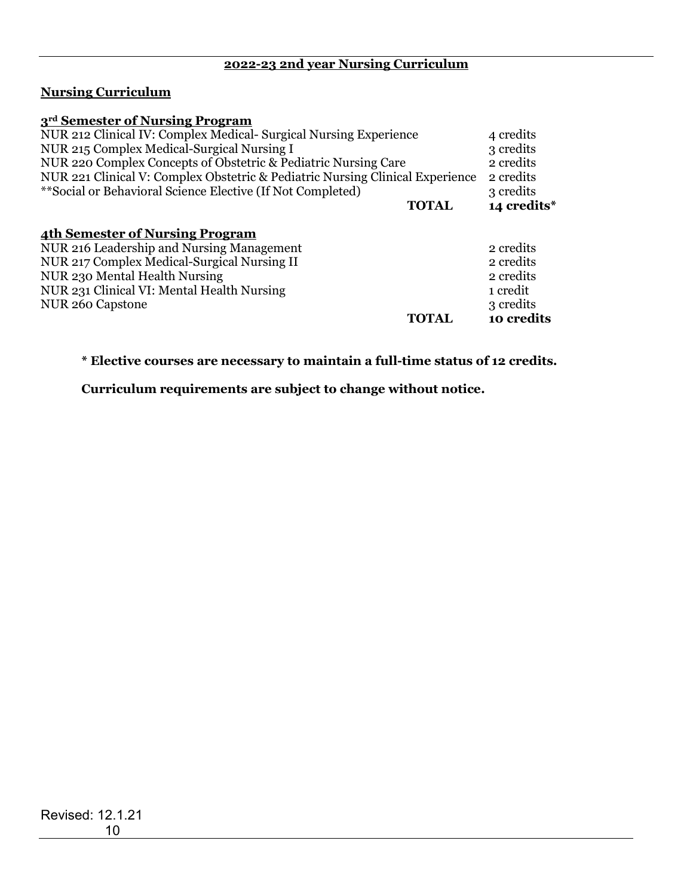## 2022-23 2nd year Nursing Curriculum

### Nursing Curriculum

**3rd Semester of Nursing Program**

| Course | Credits |
|---|---|
| NUR 212 Clinical IV: Complex Medical- Surgical Nursing Experience | 4 credits |
| NUR 215 Complex Medical-Surgical Nursing I | 3 credits |
| NUR 220 Complex Concepts of Obstetric & Pediatric Nursing Care | 2 credits |
| NUR 221 Clinical V: Complex Obstetric & Pediatric Nursing Clinical Experience | 2 credits |
| **Social or Behavioral Science Elective (If Not Completed) | 3 credits |
| **TOTAL** | **14 credits*** |

**4th Semester of Nursing Program**

| Course | Credits |
|---|---|
| NUR 216 Leadership and Nursing Management | 2 credits |
| NUR 217 Complex Medical-Surgical Nursing II | 2 credits |
| NUR 230 Mental Health Nursing | 2 credits |
| NUR 231 Clinical VI: Mental Health Nursing | 1 credit |
| NUR 260 Capstone | 3 credits |
| **TOTAL** | **10 credits** |

**\* Elective courses are necessary to maintain a full-time status of 12 credits.**

**Curriculum requirements are subject to change without notice.**

Revised: 12.1.21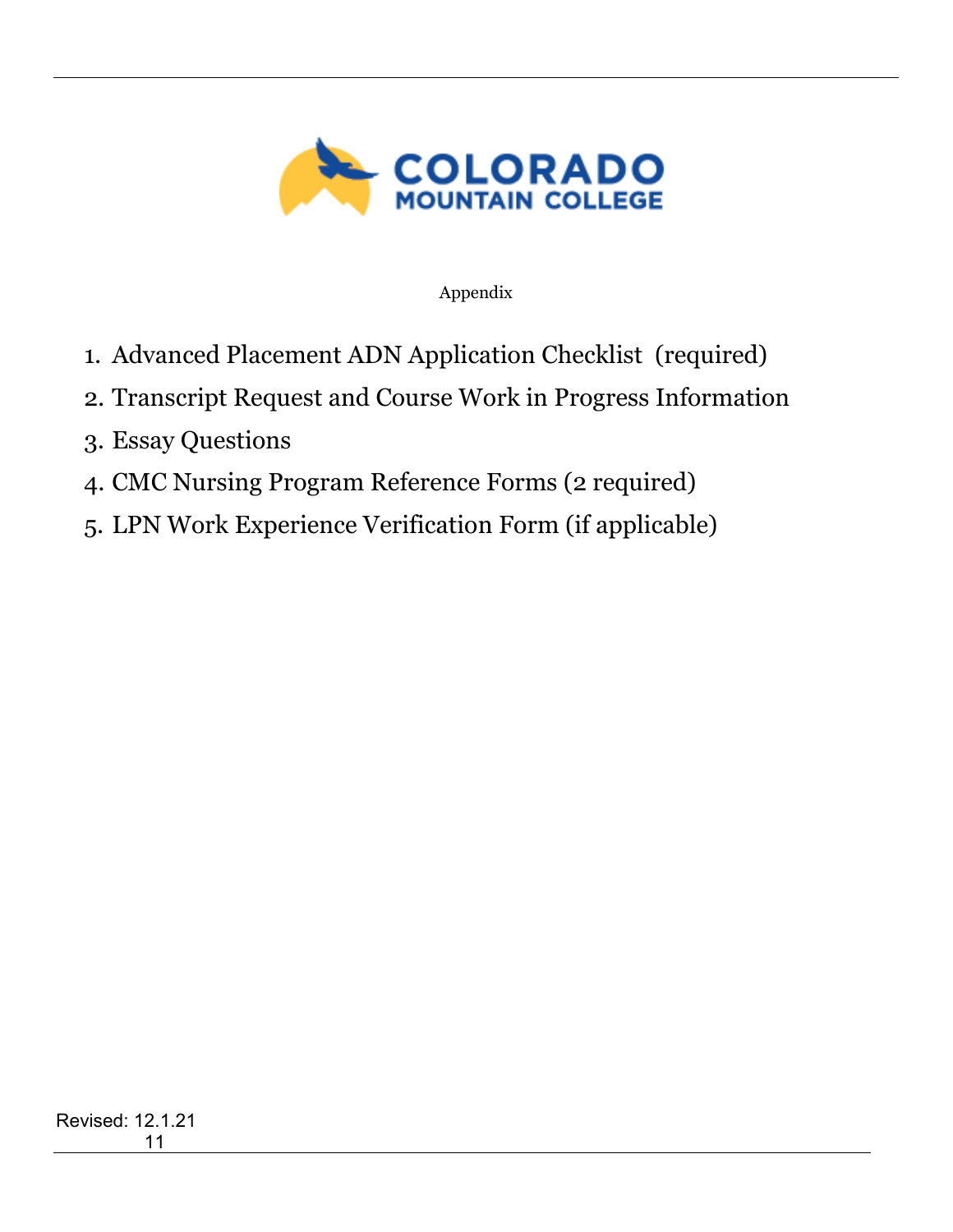# Appendix

1. Advanced Placement ADN Application Checklist (required)
2. Transcript Request and Course Work in Progress Information
3. Essay Questions
4. CMC Nursing Program Reference Forms (2 required)
5. LPN Work Experience Verification Form (if applicable)

Revised: 12.1.21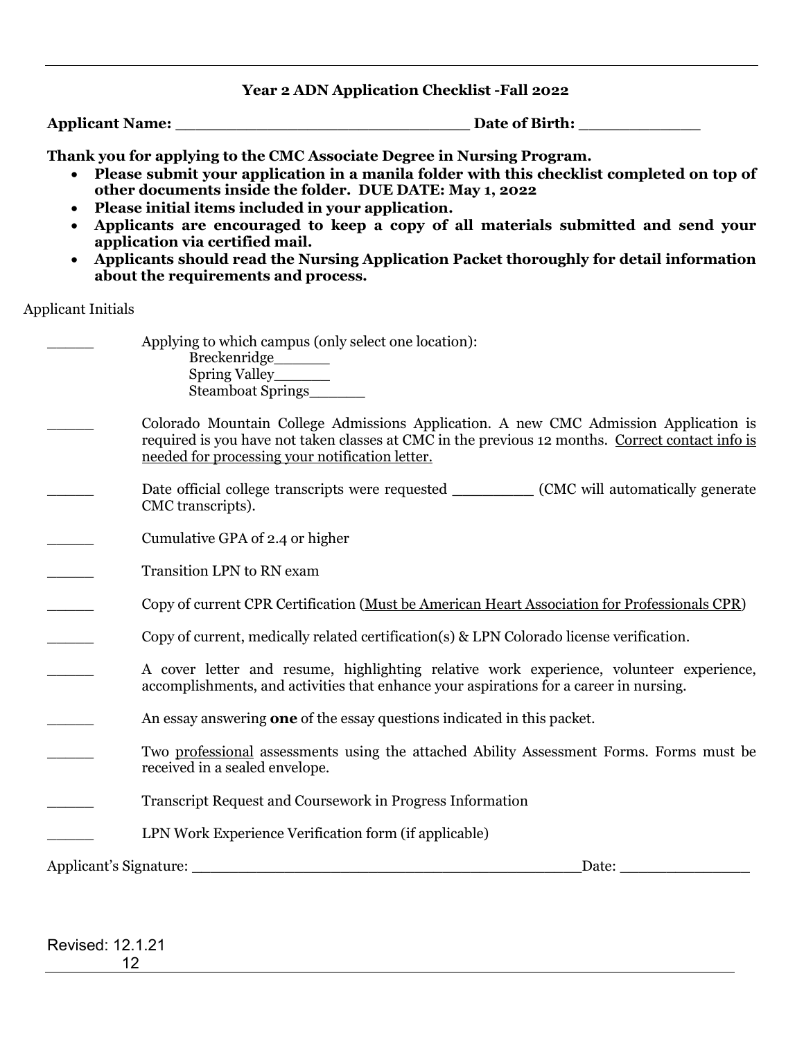### Year 2 ADN Application Checklist -Fall 2022

**Applicant Name: _______________________________ Date of Birth: _____________**

**Thank you for applying to the CMC Associate Degree in Nursing Program.**

- **Please submit your application in a manila folder with this checklist completed on top of other documents inside the folder. DUE DATE: May 1, 2022**
- **Please initial items included in your application.**
- **Applicants are encouraged to keep a copy of all materials submitted and send your application via certified mail.**
- **Applicants should read the Nursing Application Packet thoroughly for detail information about the requirements and process.**

Applicant Initials

______ Applying to which campus (only select one location):
  Breckenridge______
  Spring Valley______
  Steamboat Springs______

______ Colorado Mountain College Admissions Application. A new CMC Admission Application is required is you have not taken classes at CMC in the previous 12 months. <u>Correct contact info is needed for processing your notification letter.</u>

______ Date official college transcripts were requested _________ (CMC will automatically generate CMC transcripts).

______ Cumulative GPA of 2.4 or higher

______ Transition LPN to RN exam

______ Copy of current CPR Certification (<u>Must be American Heart Association for Professionals CPR</u>)

______ Copy of current, medically related certification(s) & LPN Colorado license verification.

______ A cover letter and resume, highlighting relative work experience, volunteer experience, accomplishments, and activities that enhance your aspirations for a career in nursing.

______ An essay answering **one** of the essay questions indicated in this packet.

______ Two <u>professional</u> assessments using the attached Ability Assessment Forms. Forms must be received in a sealed envelope.

______ Transcript Request and Coursework in Progress Information

______ LPN Work Experience Verification form (if applicable)

Applicant's Signature: _____________________________________________Date: _______________

Revised: 12.1.21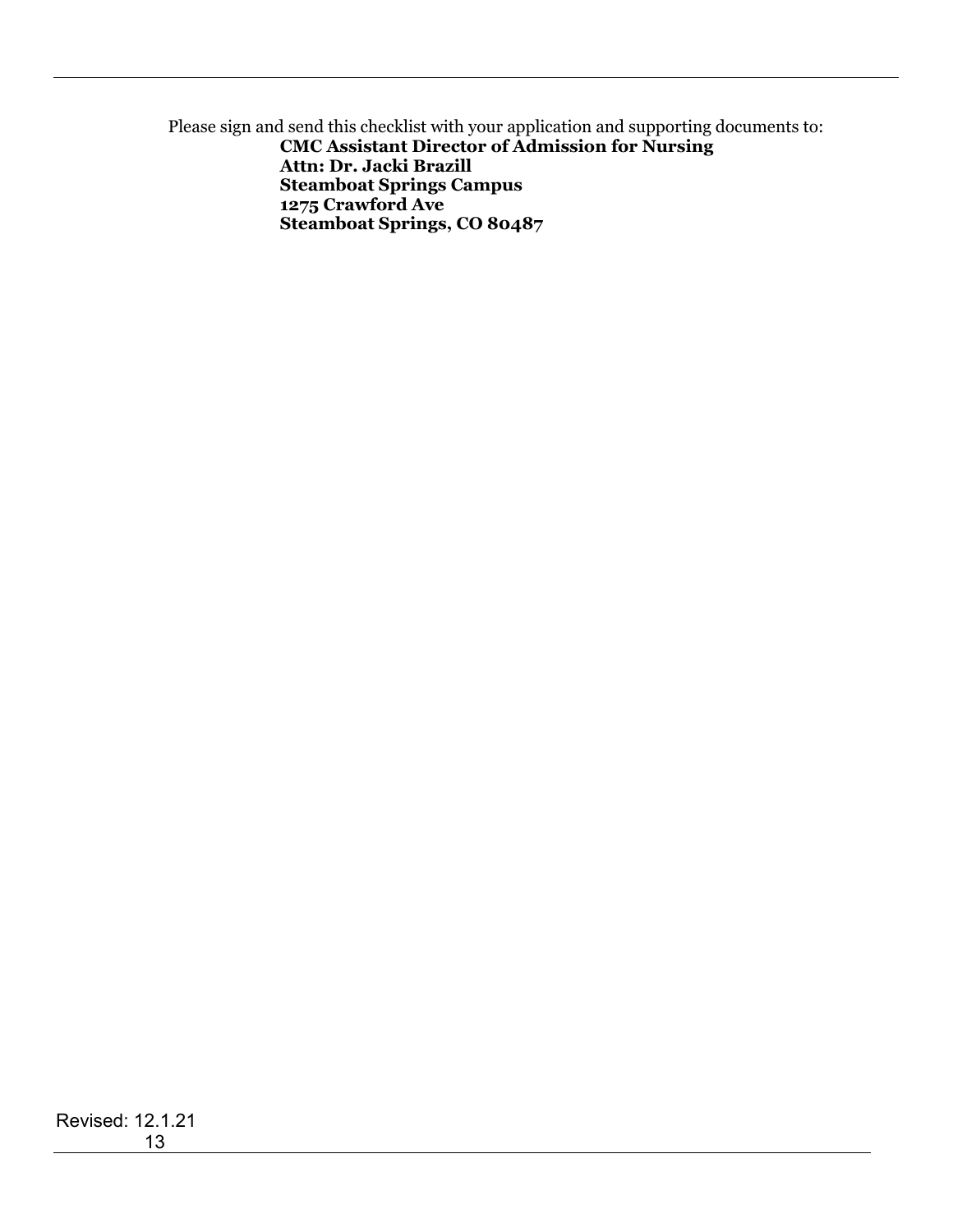Please sign and send this checklist with your application and supporting documents to:

**CMC Assistant Director of Admission for Nursing**
**Attn: Dr. Jacki Brazill**
**Steamboat Springs Campus**
**1275 Crawford Ave**
**Steamboat Springs, CO 80487**

Revised: 12.1.21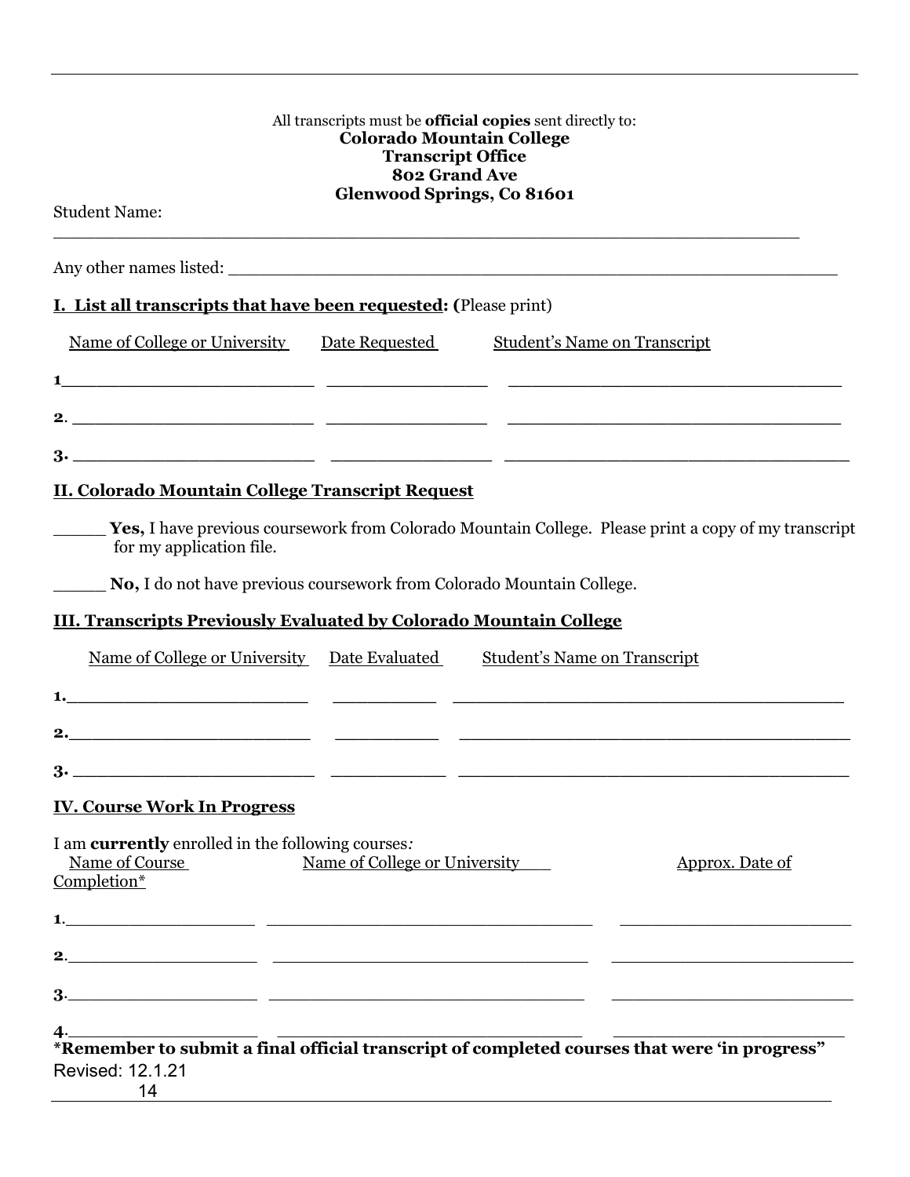All transcripts must be **official copies** sent directly to:
**Colorado Mountain College**
**Transcript Office**
**802 Grand Ave**
**Glenwood Springs, Co 81601**

Student Name: ___________________________________________________________________________

Any other names listed: ___________________________________________________________

**I. List all transcripts that have been requested: (**Please print)

| Name of College or University | Date Requested | Student's Name on Transcript |
|---|---|---|
| **1**________________________ | ________________ | ________________________________ |
| **2.** ________________________ | ________________ | ________________________________ |
| **3.** ________________________ | ________________ | ________________________________ |

**II. Colorado Mountain College Transcript Request**

_____ **Yes,** I have previous coursework from Colorado Mountain College. Please print a copy of my transcript for my application file.

_____ **No,** I do not have previous coursework from Colorado Mountain College.

**III. Transcripts Previously Evaluated by Colorado Mountain College**

| Name of College or University | Date Evaluated | Student's Name on Transcript |
|---|---|---|
| **1.**________________________ | __________ | ______________________________________ |
| **2.**________________________ | __________ | ______________________________________ |
| **3.** ________________________ | __________ | ______________________________________ |

**IV. Course Work In Progress**

I am **currently** enrolled in the following courses*:*

| Name of Course | Name of College or University | Approx. Date of Completion* |
|---|---|---|
| **1.**___________________ | ________________________________ | ______________________ |
| **2.**___________________ | ________________________________ | ______________________ |
| **3.**___________________ | ________________________________ | ______________________ |
| **4.**___________________ | ________________________________ | ______________________ |

**\*Remember to submit a final official transcript of completed courses that were 'in progress"**

Revised: 12.1.21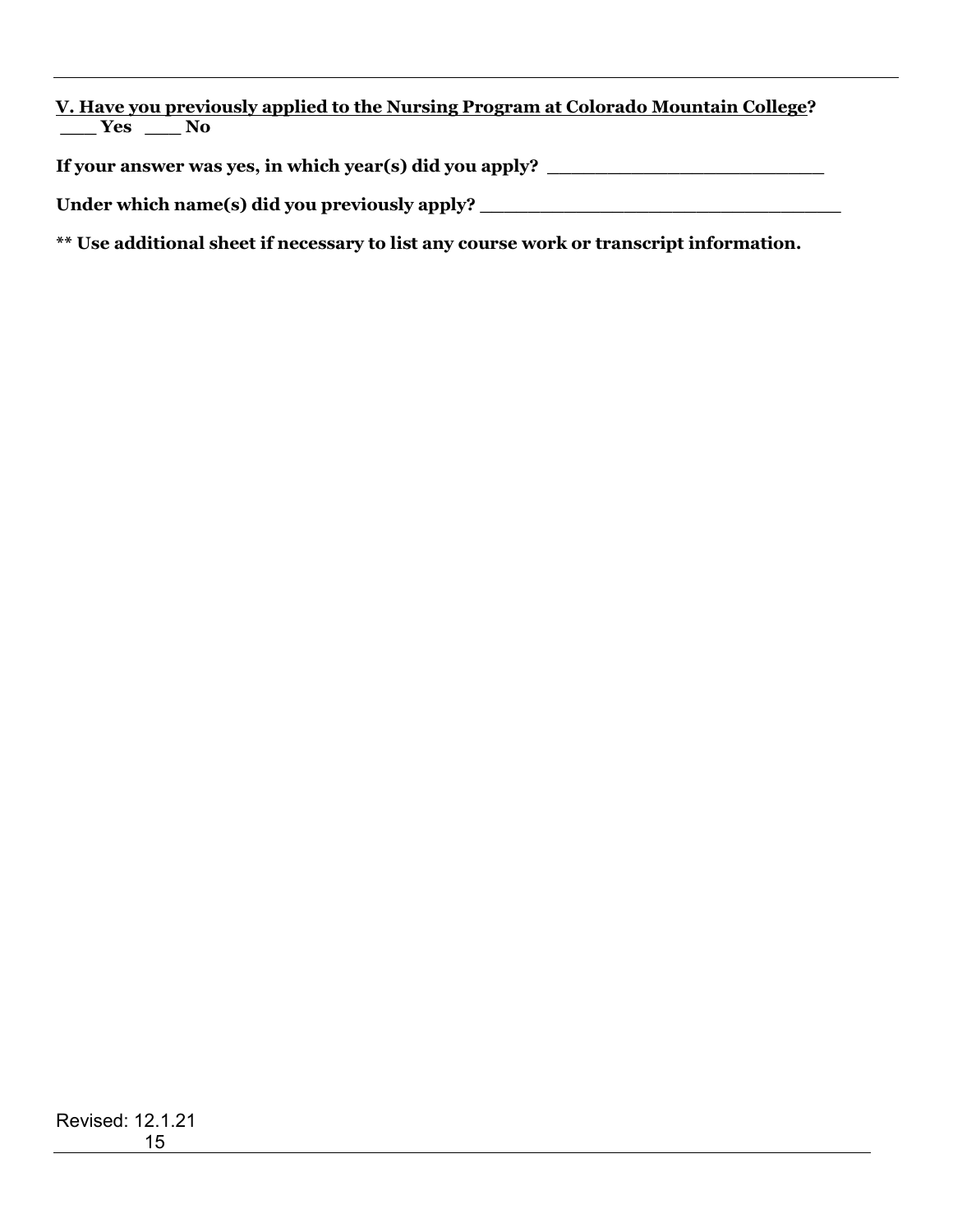**<u>V. Have you previously applied to the Nursing Program at Colorado Mountain College</u>?**
**___ Yes ___ No**

**If your answer was yes, in which year(s) did you apply? ________________________**

**Under which name(s) did you previously apply? _______________________________**

**** Use additional sheet if necessary to list any course work or transcript information.**

Revised: 12.1.21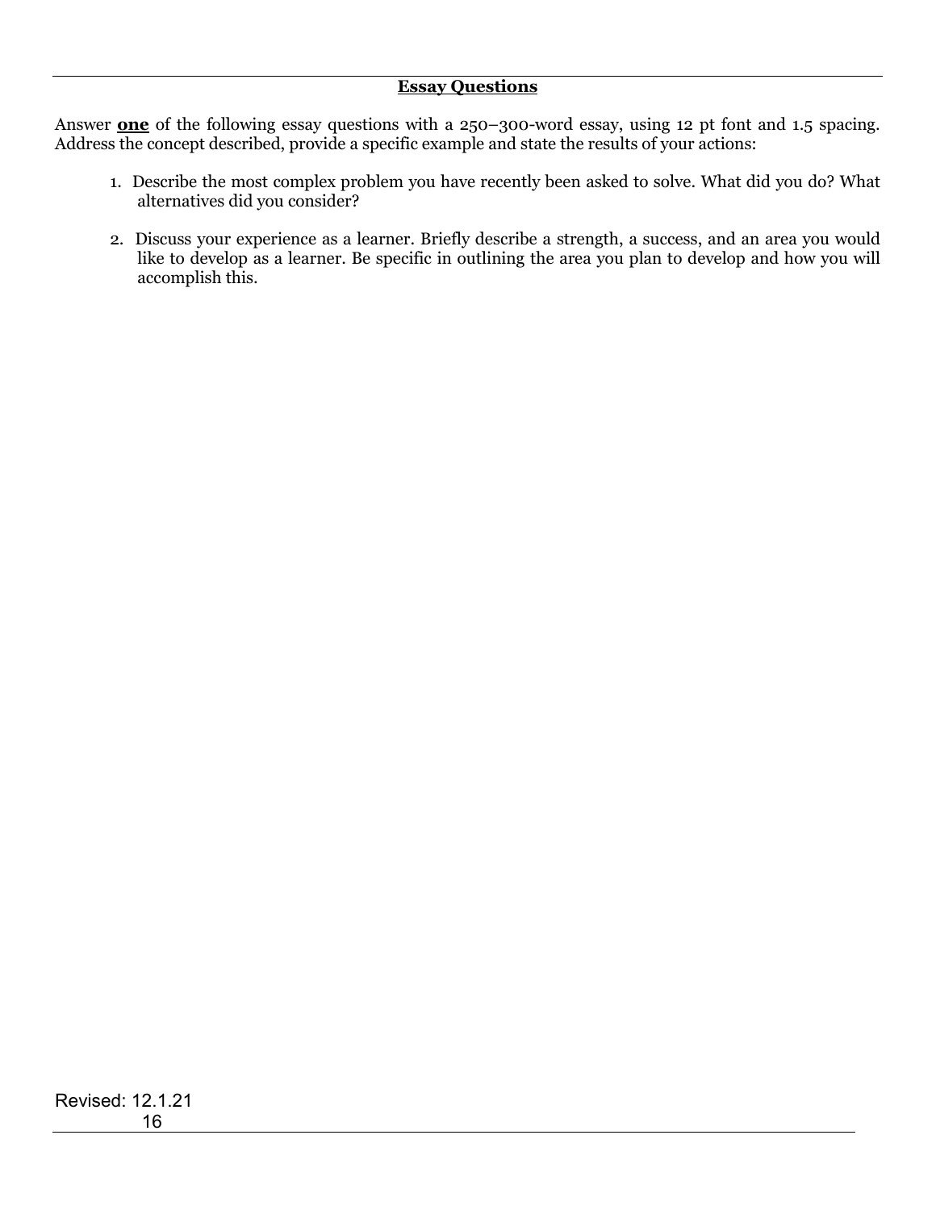## Essay Questions

Answer **one** of the following essay questions with a 250–300-word essay, using 12 pt font and 1.5 spacing. Address the concept described, provide a specific example and state the results of your actions:

1. Describe the most complex problem you have recently been asked to solve. What did you do? What alternatives did you consider?

2. Discuss your experience as a learner. Briefly describe a strength, a success, and an area you would like to develop as a learner. Be specific in outlining the area you plan to develop and how you will accomplish this.

Revised: 12.1.21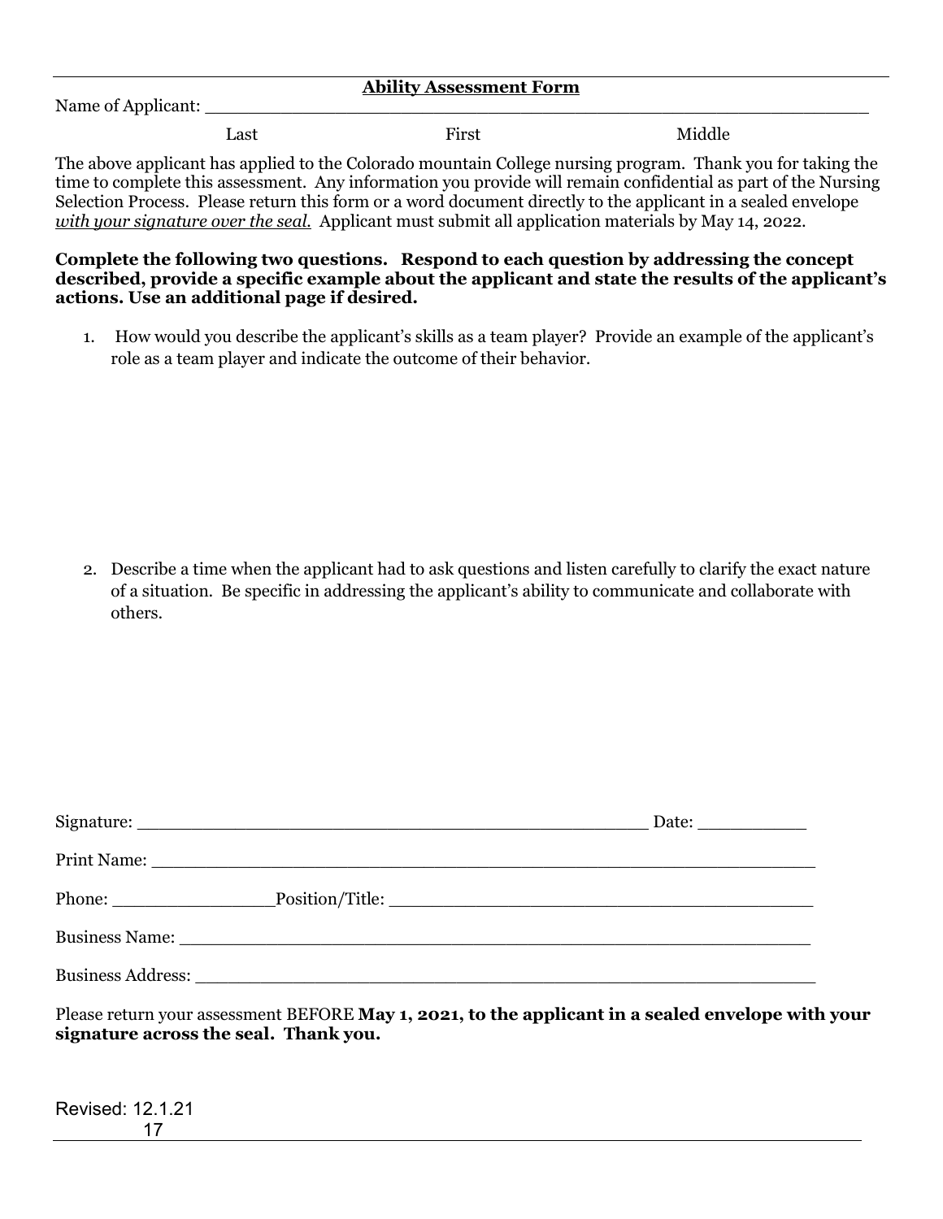**Ability Assessment Form**

Name of Applicant: ___________________________________________________________

Last First Middle

The above applicant has applied to the Colorado mountain College nursing program. Thank you for taking the time to complete this assessment. Any information you provide will remain confidential as part of the Nursing Selection Process. Please return this form or a word document directly to the applicant in a sealed envelope *with your signature over the seal.* Applicant must submit all application materials by May 14, 2022.

**Complete the following two questions. Respond to each question by addressing the concept described, provide a specific example about the applicant and state the results of the applicant's actions. Use an additional page if desired.**

1. How would you describe the applicant's skills as a team player? Provide an example of the applicant's role as a team player and indicate the outcome of their behavior.

2. Describe a time when the applicant had to ask questions and listen carefully to clarify the exact nature of a situation. Be specific in addressing the applicant's ability to communicate and collaborate with others.

Signature: _____________________________________________ Date: __________

Print Name: _________________________________________________________

Phone: _______________Position/Title: _____________________________________

Business Name: _______________________________________________________

Business Address: _____________________________________________________

Please return your assessment BEFORE **May 1, 2021, to the applicant in a sealed envelope with your signature across the seal. Thank you.**

Revised: 12.1.21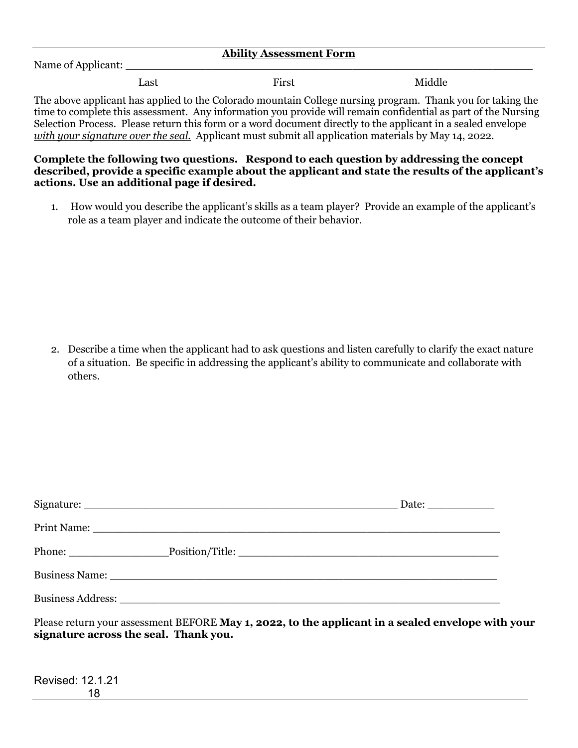## Ability Assessment Form

Name of Applicant: ____________________________________________________________

Last First Middle

The above applicant has applied to the Colorado mountain College nursing program. Thank you for taking the time to complete this assessment. Any information you provide will remain confidential as part of the Nursing Selection Process. Please return this form or a word document directly to the applicant in a sealed envelope ***with your signature over the seal.*** Applicant must submit all application materials by May 14, 2022.

**Complete the following two questions. Respond to each question by addressing the concept described, provide a specific example about the applicant and state the results of the applicant's actions. Use an additional page if desired.**

1. How would you describe the applicant's skills as a team player? Provide an example of the applicant's role as a team player and indicate the outcome of their behavior.

2. Describe a time when the applicant had to ask questions and listen carefully to clarify the exact nature of a situation. Be specific in addressing the applicant's ability to communicate and collaborate with others.

Signature: ____________________________________________________ Date: ___________

Print Name: ____________________________________________________________________

Phone: ________________Position/Title: __________________________________________

Business Name: _________________________________________________________________

Business Address: ______________________________________________________________

Please return your assessment BEFORE **May 1, 2022, to the applicant in a sealed envelope with your signature across the seal. Thank you.**

Revised: 12.1.21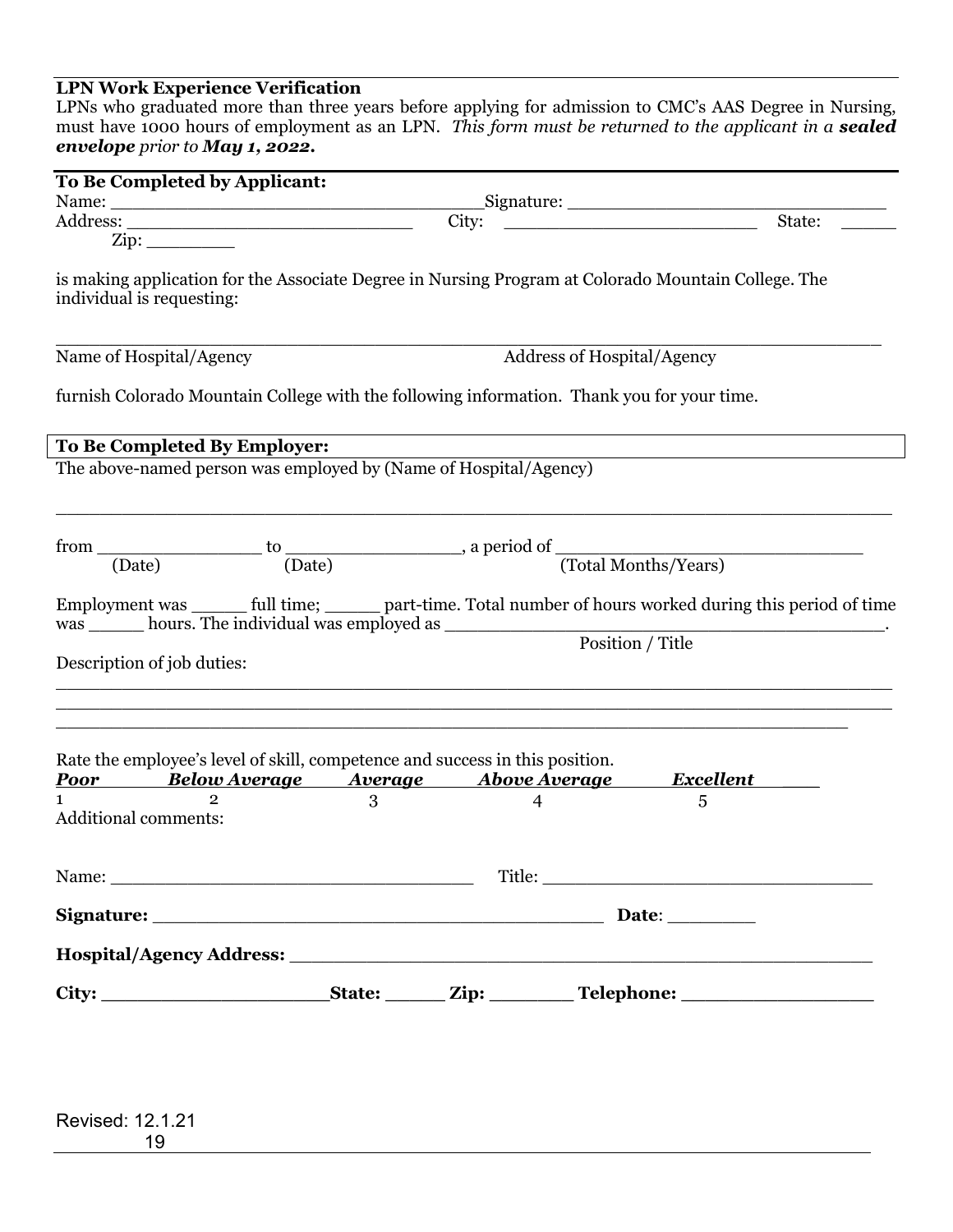**LPN Work Experience Verification**

LPNs who graduated more than three years before applying for admission to CMC's AAS Degree in Nursing, must have 1000 hours of employment as an LPN. *This form must be returned to the applicant in a **sealed envelope** prior to **May 1, 2022.***

**To Be Completed by Applicant:**

Name: ___________________________________Signature: _______________________________

Address: ___________________________ City: ________________________ State: _____

Zip: ________

is making application for the Associate Degree in Nursing Program at Colorado Mountain College. The individual is requesting:

______________________________________________________________________________

Name of Hospital/Agency Address of Hospital/Agency

furnish Colorado Mountain College with the following information. Thank you for your time.

**To Be Completed By Employer:**

The above-named person was employed by (Name of Hospital/Agency)

______________________________________________________________________________

from _______________ to ________________, a period of _____________________________

(Date) (Date) (Total Months/Years)

Employment was _____ full time; _____ part-time. Total number of hours worked during this period of time was _____ hours. The individual was employed as __________________________________________.

Position / Title

Description of job duties:

______________________________________________________________________________

______________________________________________________________________________

__________________________________________________________________________

Rate the employee's level of skill, competence and success in this position.

| ***Poor*** | ***Below Average*** | ***Average*** | ***Above Average*** | ***Excellent*** |
|---|---|---|---|---|
| 1 | 2 | 3 | 4 | 5 |

Additional comments:

Name: __________________________________ Title: _______________________________

**Signature:** __________________________________________ **Date**: ________

**Hospital/Agency Address:** _______________________________________________________

**City:** ____________________**State:** _____ **Zip:** _______ **Telephone:** _________________

Revised: 12.1.21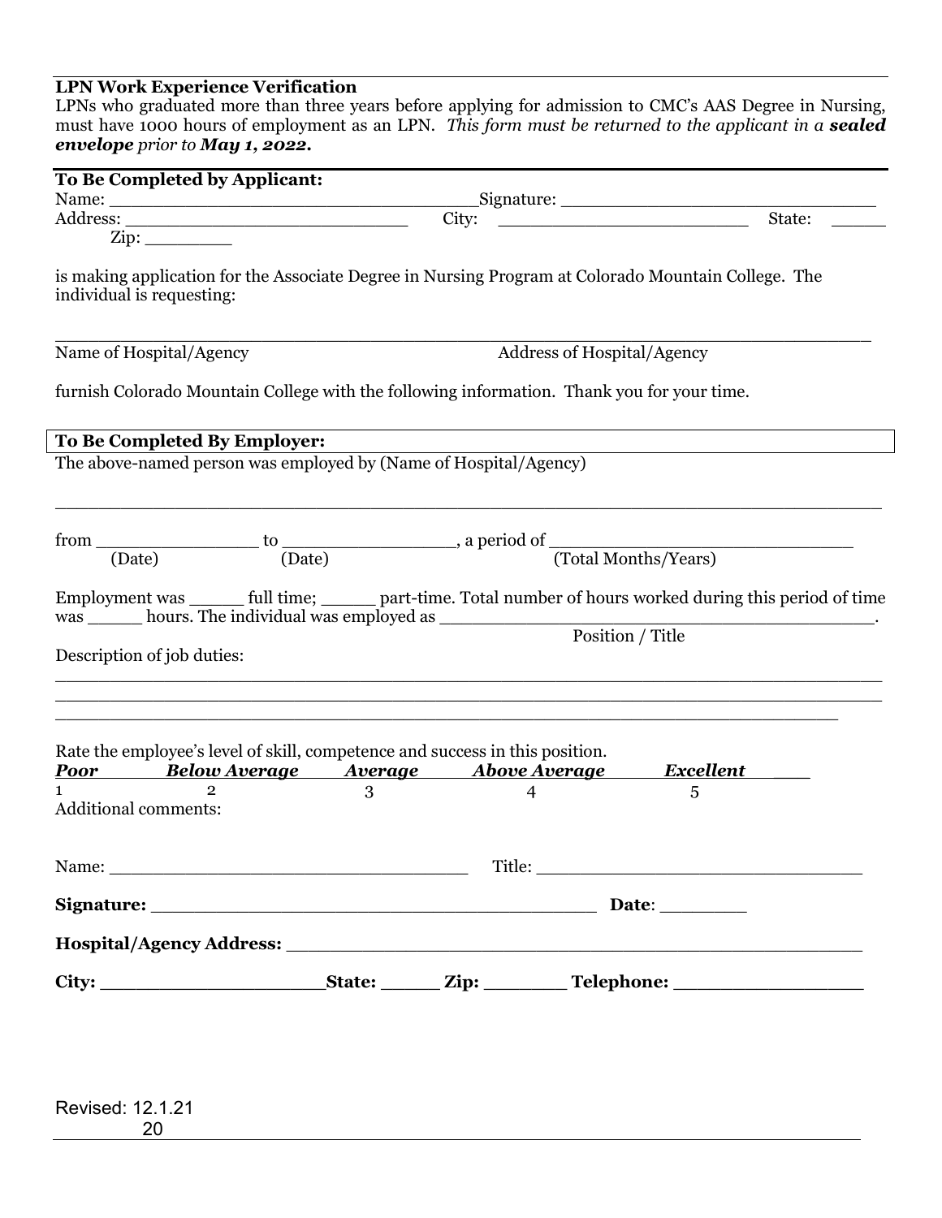**LPN Work Experience Verification**

LPNs who graduated more than three years before applying for admission to CMC's AAS Degree in Nursing, must have 1000 hours of employment as an LPN. *This form must be returned to the applicant in a **sealed envelope** prior to **May 1, 2022.***

**To Be Completed by Applicant:**

Name: ___________________________________ Signature: _______________________________

Address: ___________________________ City: _______________________ State: _____

Zip: ________

is making application for the Associate Degree in Nursing Program at Colorado Mountain College. The individual is requesting:

_____________________________________________________________________________

Name of Hospital/Agency Address of Hospital/Agency

furnish Colorado Mountain College with the following information. Thank you for your time.

**To Be Completed By Employer:**

The above-named person was employed by (Name of Hospital/Agency)

_____________________________________________________________________________

from _______________ to ________________, a period of ____________________________

(Date) (Date) (Total Months/Years)

Employment was _____ full time; _____ part-time. Total number of hours worked during this period of time was _____ hours. The individual was employed as ________________________________________.

Position / Title

Description of job duties:

_____________________________________________________________________________

_____________________________________________________________________________

_____________________________________________________________________________

Rate the employee's level of skill, competence and success in this position.

| ***Poor*** | ***Below Average*** | ***Average*** | ***Above Average*** | ***Excellent*** |
|---|---|---|---|---|
| 1 | 2 | 3 | 4 | 5 |

Additional comments:

Name: __________________________________ Title: ________________________________

**Signature:** ________________________________________ **Date**: ________

**Hospital/Agency Address:** _______________________________________________________

**City:** ____________________**State:** _____ **Zip:** _______ **Telephone:** ________________

Revised: 12.1.21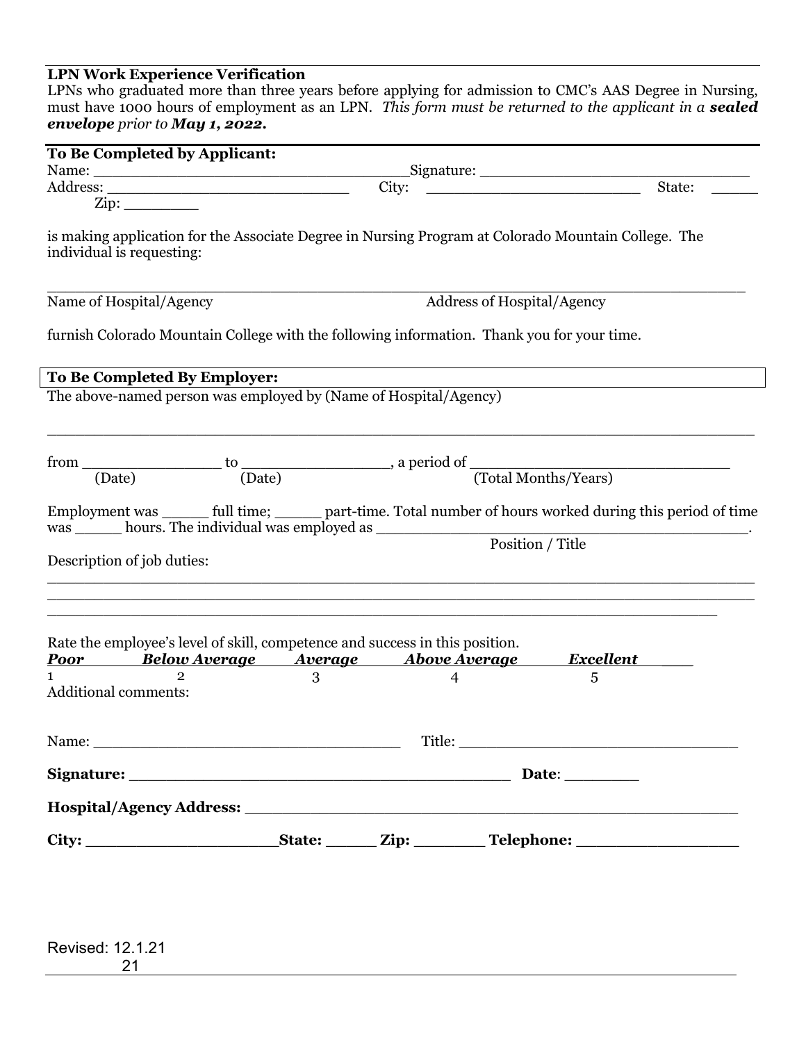**LPN Work Experience Verification**

LPNs who graduated more than three years before applying for admission to CMC's AAS Degree in Nursing, must have 1000 hours of employment as an LPN. *This form must be returned to the applicant in a **sealed envelope** prior to **May 1, 2022.***

**To Be Completed by Applicant:**

Name: ___________________________________Signature: _______________________________

Address: ___________________________ City: _______________________ State: _____

Zip: ________

is making application for the Associate Degree in Nursing Program at Colorado Mountain College. The individual is requesting:

_____________________________________________________________________________

Name of Hospital/Agency Address of Hospital/Agency

furnish Colorado Mountain College with the following information. Thank you for your time.

**To Be Completed By Employer:**

The above-named person was employed by (Name of Hospital/Agency)

_____________________________________________________________________________

from _______________ to ________________, a period of ____________________________
(Date) (Date) (Total Months/Years)

Employment was _____ full time; _____ part-time. Total number of hours worked during this period of time was _____ hours. The individual was employed as ________________________________________.
Position / Title

Description of job duties:

_____________________________________________________________________________
_____________________________________________________________________________
_____________________________________________________________________________

Rate the employee's level of skill, competence and success in this position.

| ***Poor*** | ***Below Average*** | ***Average*** | ***Above Average*** | ***Excellent*** |
|---|---|---|---|---|
| 1 | 2 | 3 | 4 | 5 |

Additional comments:

Name: __________________________________ Title: _______________________________

**Signature:** __________________________________________ **Date**: ________

**Hospital/Agency Address:** ________________________________________________________

**City:** ____________________**State:** _____ **Zip:** _______ **Telephone:** _________________

Revised: 12.1.21